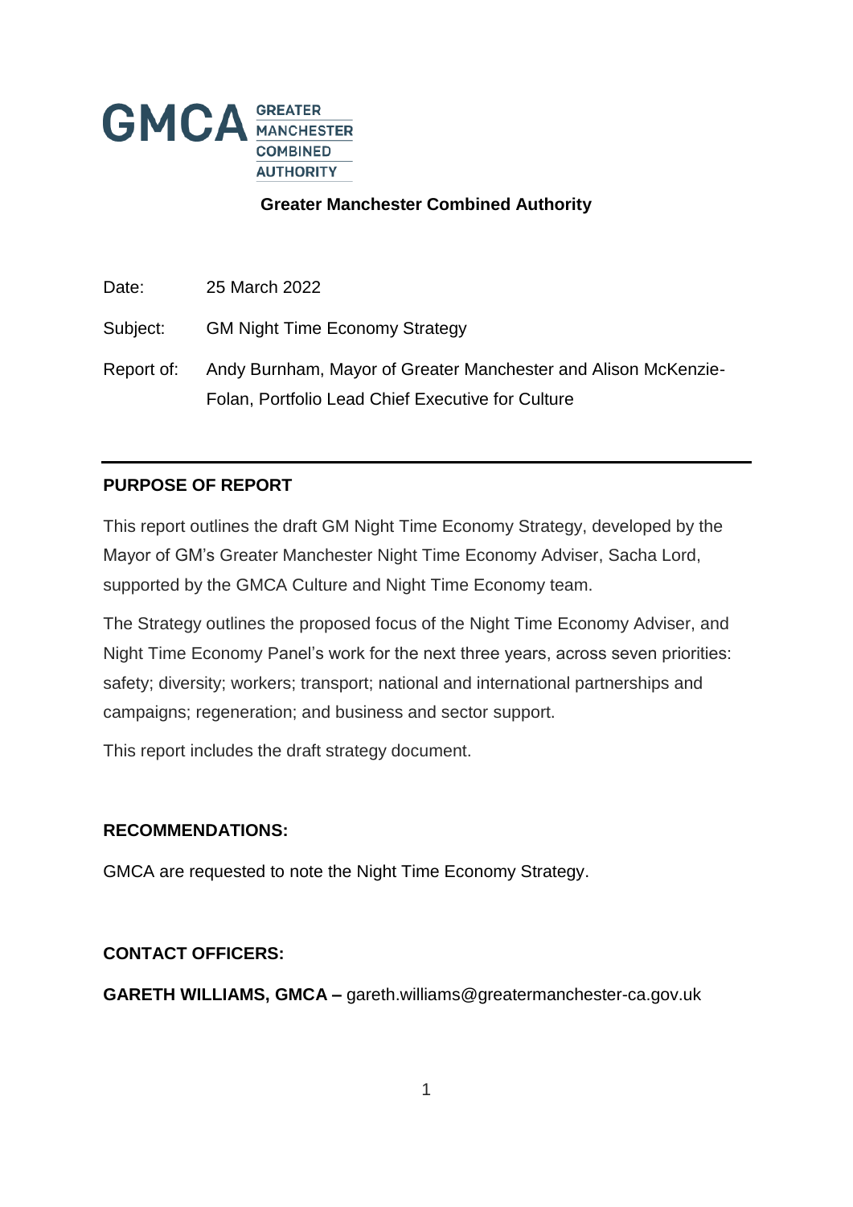GMCA GREATER MANCHESTER COMBINED AUTHORITY

**Greater Manchester Combined Authority**

Date: 25 March 2022

Subject: GM Night Time Economy Strategy

Report of: Andy Burnham, Mayor of Greater Manchester and Alison McKenzie-Folan, Portfolio Lead Chief Executive for Culture

## PURPOSE OF REPORT

This report outlines the draft GM Night Time Economy Strategy, developed by the Mayor of GM's Greater Manchester Night Time Economy Adviser, Sacha Lord, supported by the GMCA Culture and Night Time Economy team.

The Strategy outlines the proposed focus of the Night Time Economy Adviser, and Night Time Economy Panel's work for the next three years, across seven priorities: safety; diversity; workers; transport; national and international partnerships and campaigns; regeneration; and business and sector support.

This report includes the draft strategy document.

## RECOMMENDATIONS:

GMCA are requested to note the Night Time Economy Strategy.

## CONTACT OFFICERS:

**GARETH WILLIAMS, GMCA –** gareth.williams@greatermanchester-ca.gov.uk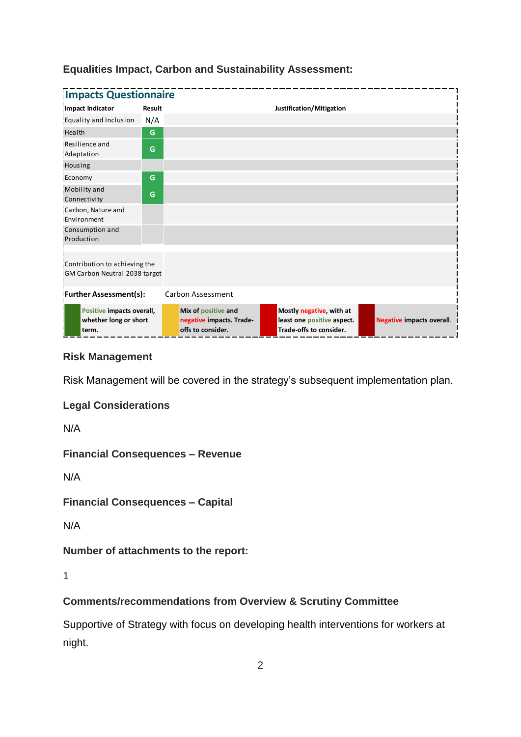### Equalities Impact, Carbon and Sustainability Assessment:

**Impacts Questionnaire**

| Impact Indicator | Result | Justification/Mitigation |
|---|---|---|
| Equality and Inclusion | N/A | |
| Health | G | |
| Resilience and Adaptation | G | |
| Housing | | |
| Economy | G | |
| Mobility and Connectivity | G | |
| Carbon, Nature and Environment | | |
| Consumption and Production | | |
| Contribution to achieving the GM Carbon Neutral 2038 target | | |
| **Further Assessment(s):** | | Carbon Assessment |

| Key | Description |
|---|---|
| Green | **Positive impacts overall, whether long or short term.** |
| Amber | **Mix of positive and negative impacts. Trade-offs to consider.** |
| Red | **Mostly negative, with at least one positive aspect. Trade-offs to consider.** |
| Dark red | **Negative impacts overall.** |

### Risk Management

Risk Management will be covered in the strategy's subsequent implementation plan.

### Legal Considerations

N/A

### Financial Consequences – Revenue

N/A

### Financial Consequences – Capital

N/A

### Number of attachments to the report:

1

### Comments/recommendations from Overview & Scrutiny Committee

Supportive of Strategy with focus on developing health interventions for workers at night.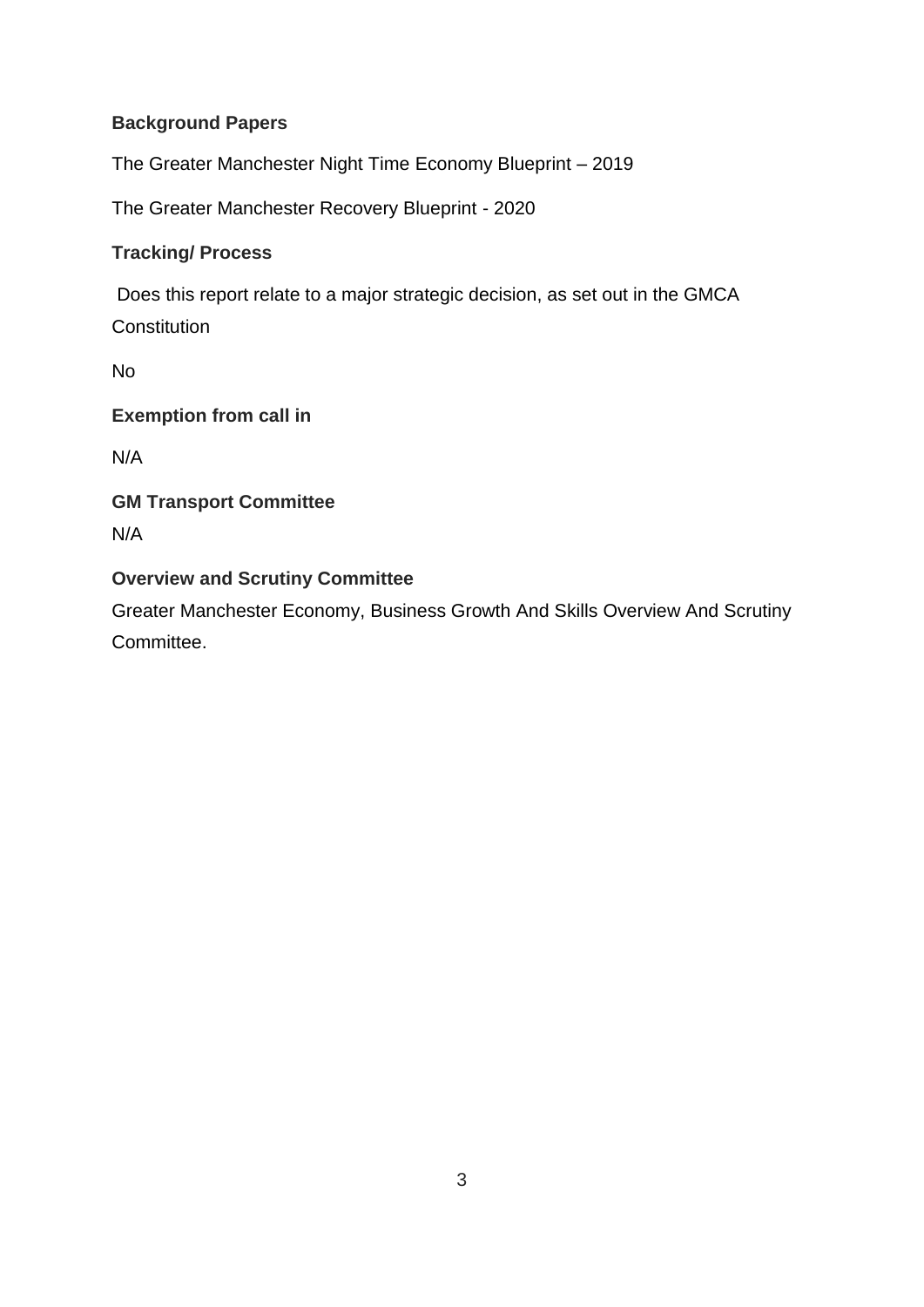**Background Papers**

The Greater Manchester Night Time Economy Blueprint – 2019

The Greater Manchester Recovery Blueprint - 2020

**Tracking/ Process**

Does this report relate to a major strategic decision, as set out in the GMCA Constitution

No

**Exemption from call in**

N/A

**GM Transport Committee**

N/A

**Overview and Scrutiny Committee**

Greater Manchester Economy, Business Growth And Skills Overview And Scrutiny Committee.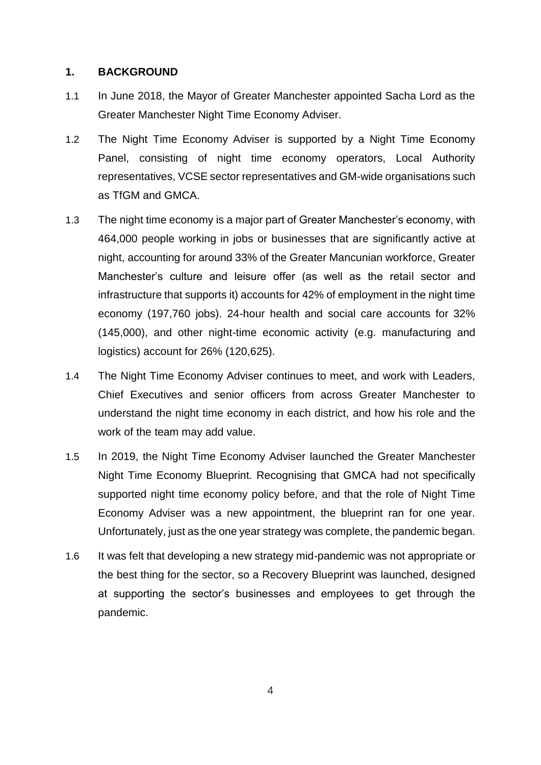## 1. BACKGROUND

1.1 In June 2018, the Mayor of Greater Manchester appointed Sacha Lord as the Greater Manchester Night Time Economy Adviser.

1.2 The Night Time Economy Adviser is supported by a Night Time Economy Panel, consisting of night time economy operators, Local Authority representatives, VCSE sector representatives and GM-wide organisations such as TfGM and GMCA.

1.3 The night time economy is a major part of Greater Manchester's economy, with 464,000 people working in jobs or businesses that are significantly active at night, accounting for around 33% of the Greater Mancunian workforce, Greater Manchester's culture and leisure offer (as well as the retail sector and infrastructure that supports it) accounts for 42% of employment in the night time economy (197,760 jobs). 24-hour health and social care accounts for 32% (145,000), and other night-time economic activity (e.g. manufacturing and logistics) account for 26% (120,625).

1.4 The Night Time Economy Adviser continues to meet, and work with Leaders, Chief Executives and senior officers from across Greater Manchester to understand the night time economy in each district, and how his role and the work of the team may add value.

1.5 In 2019, the Night Time Economy Adviser launched the Greater Manchester Night Time Economy Blueprint. Recognising that GMCA had not specifically supported night time economy policy before, and that the role of Night Time Economy Adviser was a new appointment, the blueprint ran for one year. Unfortunately, just as the one year strategy was complete, the pandemic began.

1.6 It was felt that developing a new strategy mid-pandemic was not appropriate or the best thing for the sector, so a Recovery Blueprint was launched, designed at supporting the sector's businesses and employees to get through the pandemic.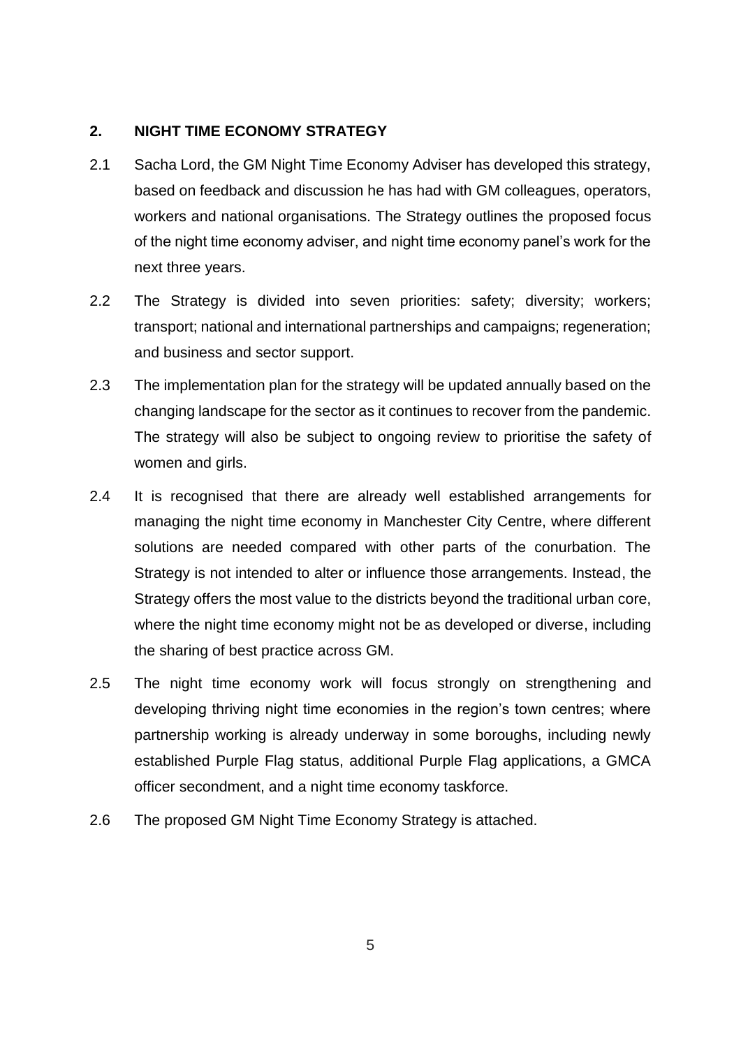## 2. NIGHT TIME ECONOMY STRATEGY

2.1 Sacha Lord, the GM Night Time Economy Adviser has developed this strategy, based on feedback and discussion he has had with GM colleagues, operators, workers and national organisations. The Strategy outlines the proposed focus of the night time economy adviser, and night time economy panel's work for the next three years.

2.2 The Strategy is divided into seven priorities: safety; diversity; workers; transport; national and international partnerships and campaigns; regeneration; and business and sector support.

2.3 The implementation plan for the strategy will be updated annually based on the changing landscape for the sector as it continues to recover from the pandemic. The strategy will also be subject to ongoing review to prioritise the safety of women and girls.

2.4 It is recognised that there are already well established arrangements for managing the night time economy in Manchester City Centre, where different solutions are needed compared with other parts of the conurbation. The Strategy is not intended to alter or influence those arrangements. Instead, the Strategy offers the most value to the districts beyond the traditional urban core, where the night time economy might not be as developed or diverse, including the sharing of best practice across GM.

2.5 The night time economy work will focus strongly on strengthening and developing thriving night time economies in the region's town centres; where partnership working is already underway in some boroughs, including newly established Purple Flag status, additional Purple Flag applications, a GMCA officer secondment, and a night time economy taskforce.

2.6 The proposed GM Night Time Economy Strategy is attached.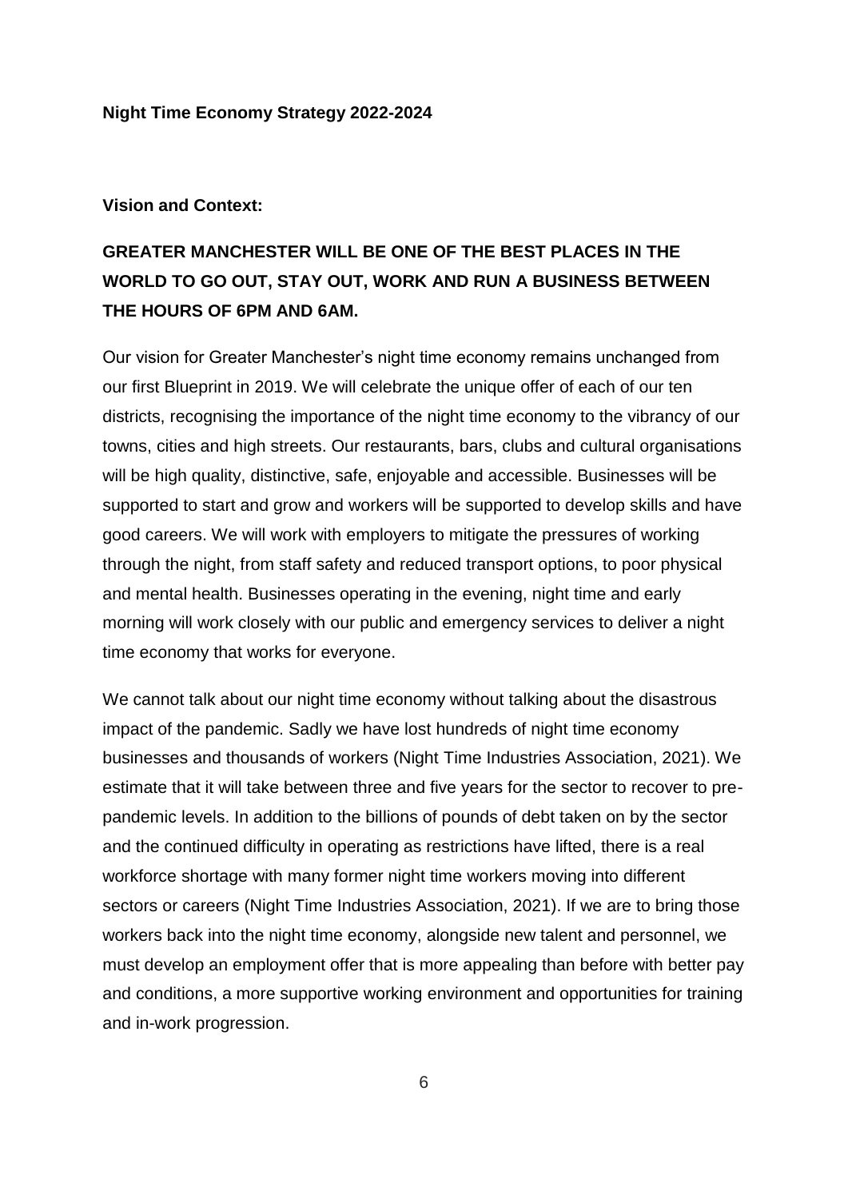**Night Time Economy Strategy 2022-2024**

**Vision and Context:**

**GREATER MANCHESTER WILL BE ONE OF THE BEST PLACES IN THE WORLD TO GO OUT, STAY OUT, WORK AND RUN A BUSINESS BETWEEN THE HOURS OF 6PM AND 6AM.**

Our vision for Greater Manchester's night time economy remains unchanged from our first Blueprint in 2019. We will celebrate the unique offer of each of our ten districts, recognising the importance of the night time economy to the vibrancy of our towns, cities and high streets. Our restaurants, bars, clubs and cultural organisations will be high quality, distinctive, safe, enjoyable and accessible. Businesses will be supported to start and grow and workers will be supported to develop skills and have good careers. We will work with employers to mitigate the pressures of working through the night, from staff safety and reduced transport options, to poor physical and mental health. Businesses operating in the evening, night time and early morning will work closely with our public and emergency services to deliver a night time economy that works for everyone.

We cannot talk about our night time economy without talking about the disastrous impact of the pandemic. Sadly we have lost hundreds of night time economy businesses and thousands of workers (Night Time Industries Association, 2021). We estimate that it will take between three and five years for the sector to recover to pre-pandemic levels. In addition to the billions of pounds of debt taken on by the sector and the continued difficulty in operating as restrictions have lifted, there is a real workforce shortage with many former night time workers moving into different sectors or careers (Night Time Industries Association, 2021). If we are to bring those workers back into the night time economy, alongside new talent and personnel, we must develop an employment offer that is more appealing than before with better pay and conditions, a more supportive working environment and opportunities for training and in-work progression.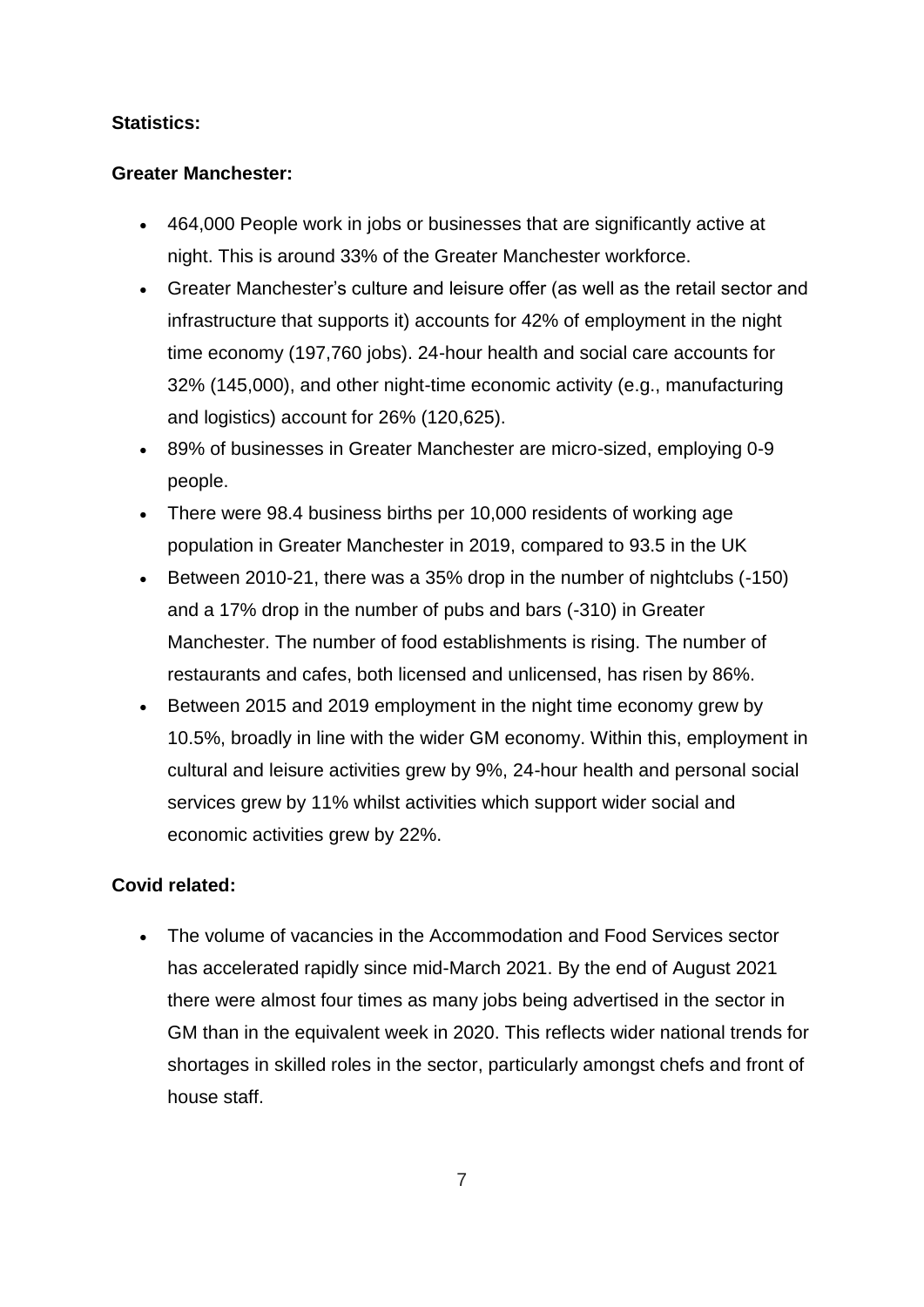**Statistics:**

**Greater Manchester:**

- 464,000 People work in jobs or businesses that are significantly active at night. This is around 33% of the Greater Manchester workforce.
- Greater Manchester's culture and leisure offer (as well as the retail sector and infrastructure that supports it) accounts for 42% of employment in the night time economy (197,760 jobs). 24-hour health and social care accounts for 32% (145,000), and other night-time economic activity (e.g., manufacturing and logistics) account for 26% (120,625).
- 89% of businesses in Greater Manchester are micro-sized, employing 0-9 people.
- There were 98.4 business births per 10,000 residents of working age population in Greater Manchester in 2019, compared to 93.5 in the UK
- Between 2010-21, there was a 35% drop in the number of nightclubs (-150) and a 17% drop in the number of pubs and bars (-310) in Greater Manchester. The number of food establishments is rising. The number of restaurants and cafes, both licensed and unlicensed, has risen by 86%.
- Between 2015 and 2019 employment in the night time economy grew by 10.5%, broadly in line with the wider GM economy. Within this, employment in cultural and leisure activities grew by 9%, 24-hour health and personal social services grew by 11% whilst activities which support wider social and economic activities grew by 22%.

**Covid related:**

- The volume of vacancies in the Accommodation and Food Services sector has accelerated rapidly since mid-March 2021. By the end of August 2021 there were almost four times as many jobs being advertised in the sector in GM than in the equivalent week in 2020. This reflects wider national trends for shortages in skilled roles in the sector, particularly amongst chefs and front of house staff.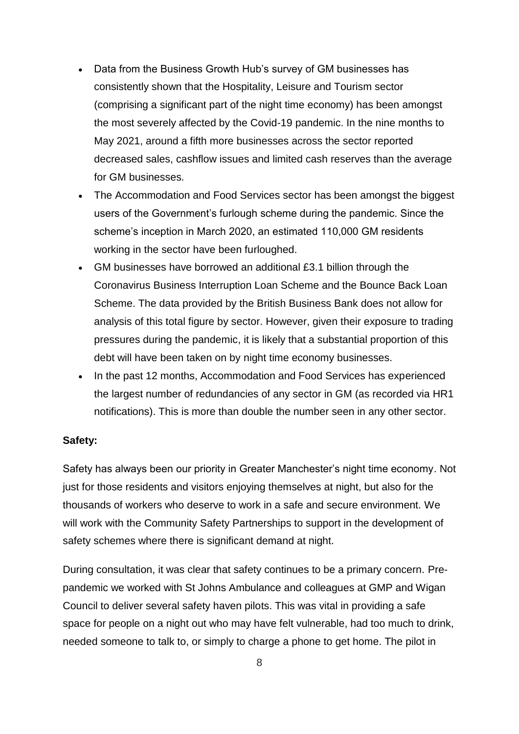- Data from the Business Growth Hub's survey of GM businesses has consistently shown that the Hospitality, Leisure and Tourism sector (comprising a significant part of the night time economy) has been amongst the most severely affected by the Covid-19 pandemic. In the nine months to May 2021, around a fifth more businesses across the sector reported decreased sales, cashflow issues and limited cash reserves than the average for GM businesses.
- The Accommodation and Food Services sector has been amongst the biggest users of the Government's furlough scheme during the pandemic. Since the scheme's inception in March 2020, an estimated 110,000 GM residents working in the sector have been furloughed.
- GM businesses have borrowed an additional £3.1 billion through the Coronavirus Business Interruption Loan Scheme and the Bounce Back Loan Scheme. The data provided by the British Business Bank does not allow for analysis of this total figure by sector. However, given their exposure to trading pressures during the pandemic, it is likely that a substantial proportion of this debt will have been taken on by night time economy businesses.
- In the past 12 months, Accommodation and Food Services has experienced the largest number of redundancies of any sector in GM (as recorded via HR1 notifications). This is more than double the number seen in any other sector.

**Safety:**

Safety has always been our priority in Greater Manchester's night time economy. Not just for those residents and visitors enjoying themselves at night, but also for the thousands of workers who deserve to work in a safe and secure environment. We will work with the Community Safety Partnerships to support in the development of safety schemes where there is significant demand at night.

During consultation, it was clear that safety continues to be a primary concern. Pre-pandemic we worked with St Johns Ambulance and colleagues at GMP and Wigan Council to deliver several safety haven pilots. This was vital in providing a safe space for people on a night out who may have felt vulnerable, had too much to drink, needed someone to talk to, or simply to charge a phone to get home. The pilot in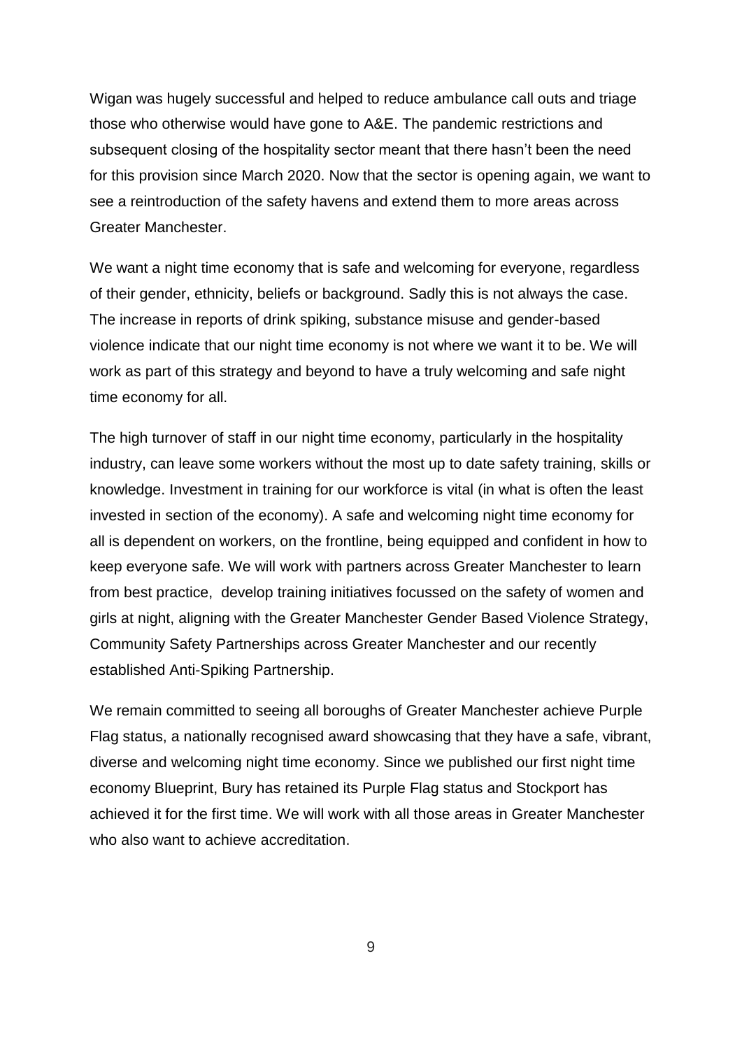Wigan was hugely successful and helped to reduce ambulance call outs and triage those who otherwise would have gone to A&E. The pandemic restrictions and subsequent closing of the hospitality sector meant that there hasn't been the need for this provision since March 2020. Now that the sector is opening again, we want to see a reintroduction of the safety havens and extend them to more areas across Greater Manchester.

We want a night time economy that is safe and welcoming for everyone, regardless of their gender, ethnicity, beliefs or background. Sadly this is not always the case. The increase in reports of drink spiking, substance misuse and gender-based violence indicate that our night time economy is not where we want it to be. We will work as part of this strategy and beyond to have a truly welcoming and safe night time economy for all.

The high turnover of staff in our night time economy, particularly in the hospitality industry, can leave some workers without the most up to date safety training, skills or knowledge. Investment in training for our workforce is vital (in what is often the least invested in section of the economy). A safe and welcoming night time economy for all is dependent on workers, on the frontline, being equipped and confident in how to keep everyone safe. We will work with partners across Greater Manchester to learn from best practice, develop training initiatives focussed on the safety of women and girls at night, aligning with the Greater Manchester Gender Based Violence Strategy, Community Safety Partnerships across Greater Manchester and our recently established Anti-Spiking Partnership.

We remain committed to seeing all boroughs of Greater Manchester achieve Purple Flag status, a nationally recognised award showcasing that they have a safe, vibrant, diverse and welcoming night time economy. Since we published our first night time economy Blueprint, Bury has retained its Purple Flag status and Stockport has achieved it for the first time. We will work with all those areas in Greater Manchester who also want to achieve accreditation.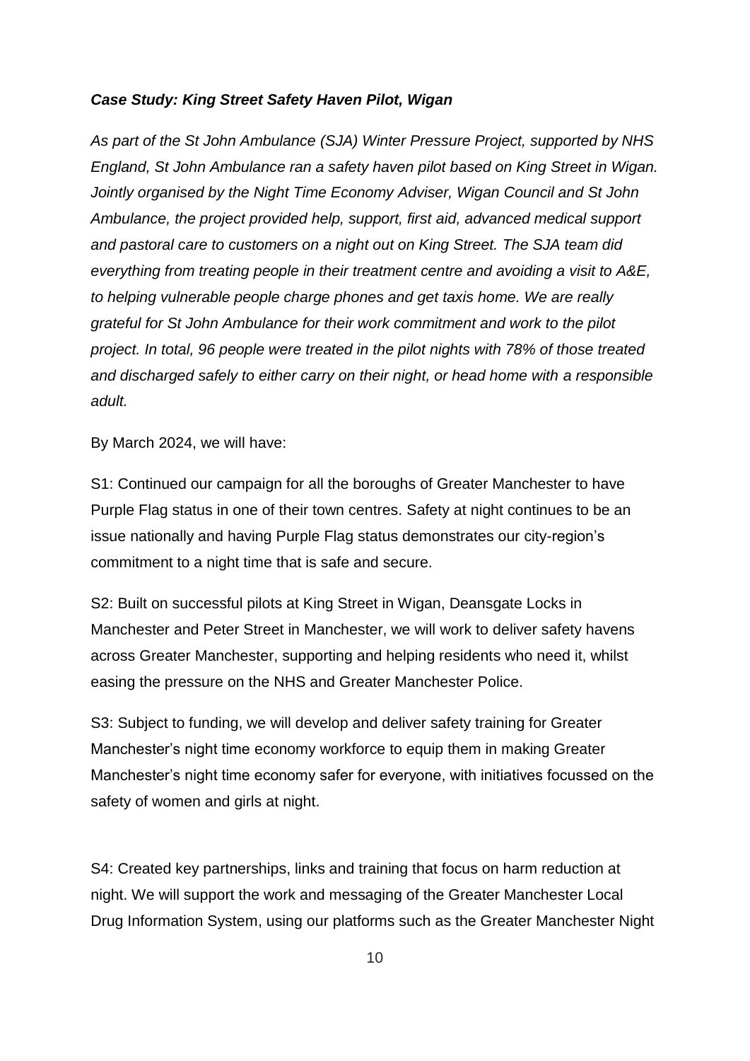***Case Study: King Street Safety Haven Pilot, Wigan***

*As part of the St John Ambulance (SJA) Winter Pressure Project, supported by NHS England, St John Ambulance ran a safety haven pilot based on King Street in Wigan. Jointly organised by the Night Time Economy Adviser, Wigan Council and St John Ambulance, the project provided help, support, first aid, advanced medical support and pastoral care to customers on a night out on King Street. The SJA team did everything from treating people in their treatment centre and avoiding a visit to A&E, to helping vulnerable people charge phones and get taxis home. We are really grateful for St John Ambulance for their work commitment and work to the pilot project. In total, 96 people were treated in the pilot nights with 78% of those treated and discharged safely to either carry on their night, or head home with a responsible adult.*

By March 2024, we will have:

S1: Continued our campaign for all the boroughs of Greater Manchester to have Purple Flag status in one of their town centres. Safety at night continues to be an issue nationally and having Purple Flag status demonstrates our city-region's commitment to a night time that is safe and secure.

S2: Built on successful pilots at King Street in Wigan, Deansgate Locks in Manchester and Peter Street in Manchester, we will work to deliver safety havens across Greater Manchester, supporting and helping residents who need it, whilst easing the pressure on the NHS and Greater Manchester Police.

S3: Subject to funding, we will develop and deliver safety training for Greater Manchester's night time economy workforce to equip them in making Greater Manchester's night time economy safer for everyone, with initiatives focussed on the safety of women and girls at night.

S4: Created key partnerships, links and training that focus on harm reduction at night. We will support the work and messaging of the Greater Manchester Local Drug Information System, using our platforms such as the Greater Manchester Night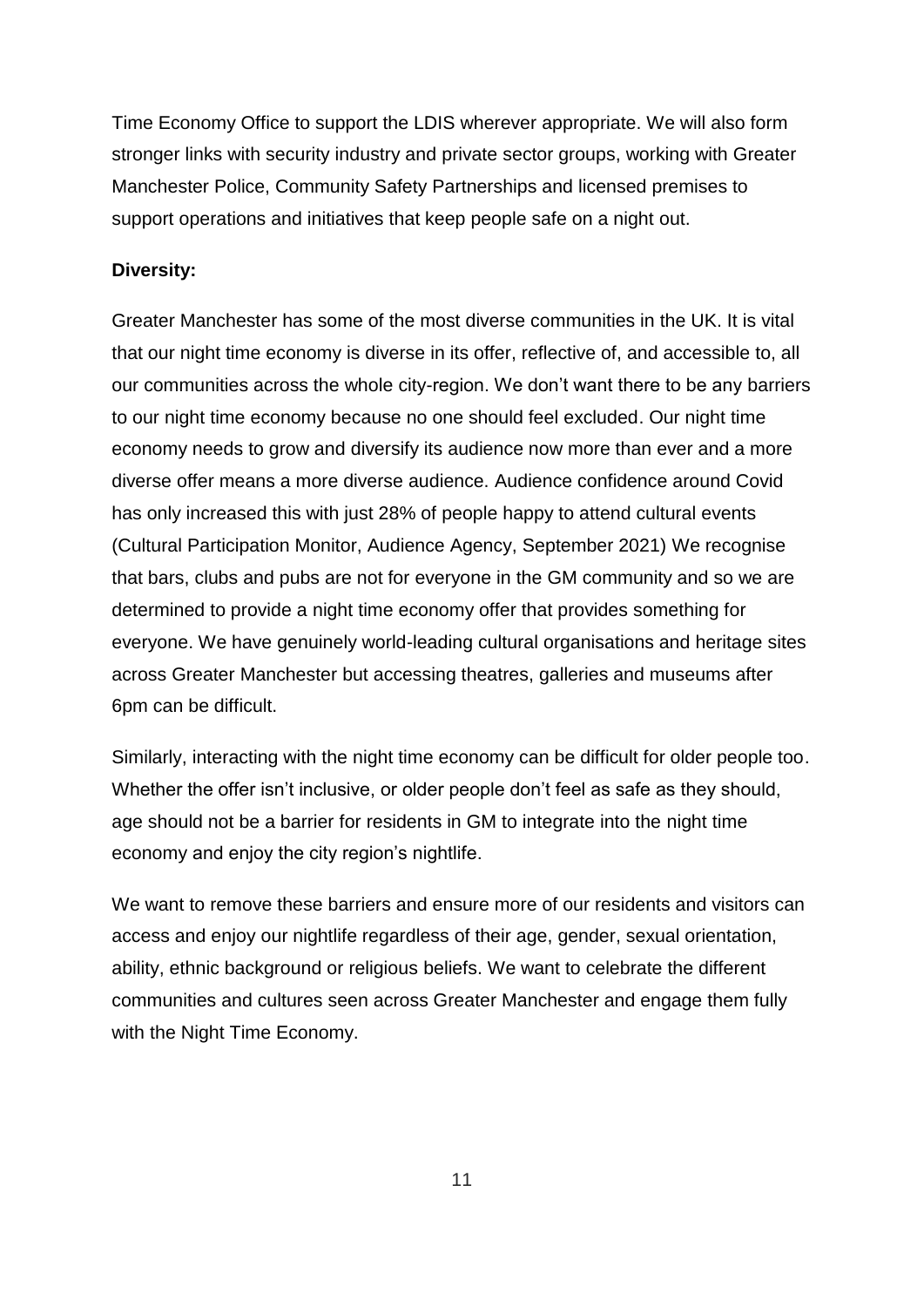Time Economy Office to support the LDIS wherever appropriate. We will also form stronger links with security industry and private sector groups, working with Greater Manchester Police, Community Safety Partnerships and licensed premises to support operations and initiatives that keep people safe on a night out.

**Diversity:**

Greater Manchester has some of the most diverse communities in the UK. It is vital that our night time economy is diverse in its offer, reflective of, and accessible to, all our communities across the whole city-region. We don't want there to be any barriers to our night time economy because no one should feel excluded. Our night time economy needs to grow and diversify its audience now more than ever and a more diverse offer means a more diverse audience. Audience confidence around Covid has only increased this with just 28% of people happy to attend cultural events (Cultural Participation Monitor, Audience Agency, September 2021) We recognise that bars, clubs and pubs are not for everyone in the GM community and so we are determined to provide a night time economy offer that provides something for everyone. We have genuinely world-leading cultural organisations and heritage sites across Greater Manchester but accessing theatres, galleries and museums after 6pm can be difficult.

Similarly, interacting with the night time economy can be difficult for older people too. Whether the offer isn't inclusive, or older people don't feel as safe as they should, age should not be a barrier for residents in GM to integrate into the night time economy and enjoy the city region's nightlife.

We want to remove these barriers and ensure more of our residents and visitors can access and enjoy our nightlife regardless of their age, gender, sexual orientation, ability, ethnic background or religious beliefs. We want to celebrate the different communities and cultures seen across Greater Manchester and engage them fully with the Night Time Economy.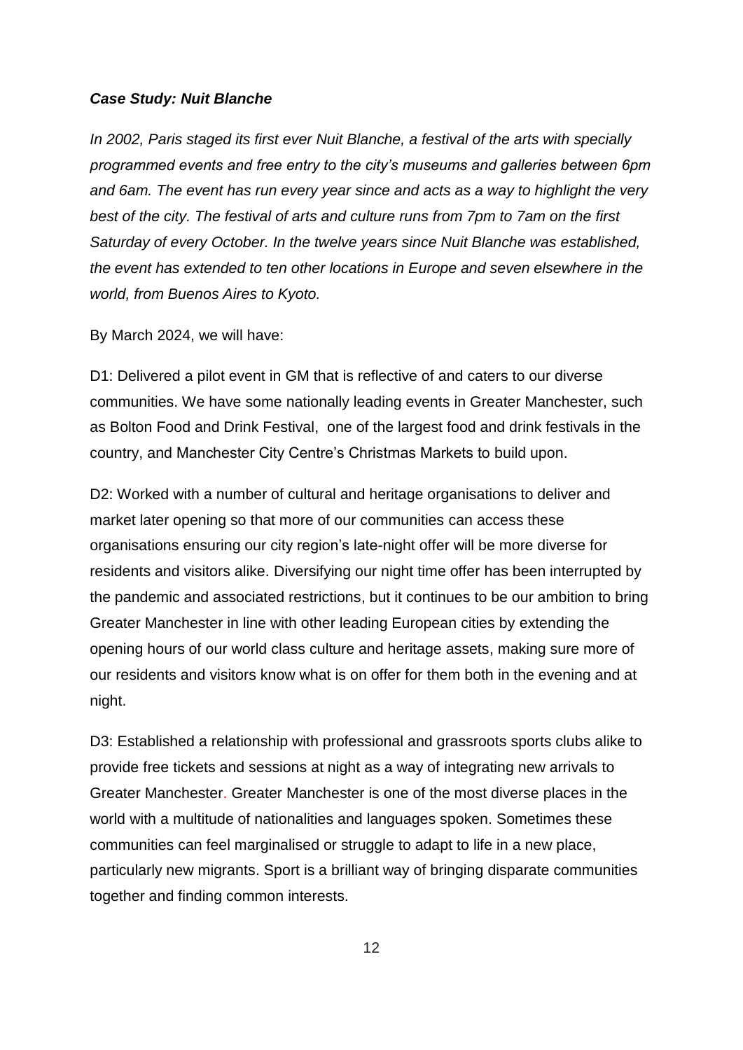***Case Study: Nuit Blanche***

*In 2002, Paris staged its first ever Nuit Blanche, a festival of the arts with specially programmed events and free entry to the city's museums and galleries between 6pm and 6am. The event has run every year since and acts as a way to highlight the very best of the city. The festival of arts and culture runs from 7pm to 7am on the first Saturday of every October. In the twelve years since Nuit Blanche was established, the event has extended to ten other locations in Europe and seven elsewhere in the world, from Buenos Aires to Kyoto.*

By March 2024, we will have:

D1: Delivered a pilot event in GM that is reflective of and caters to our diverse communities. We have some nationally leading events in Greater Manchester, such as Bolton Food and Drink Festival, one of the largest food and drink festivals in the country, and Manchester City Centre's Christmas Markets to build upon.

D2: Worked with a number of cultural and heritage organisations to deliver and market later opening so that more of our communities can access these organisations ensuring our city region's late-night offer will be more diverse for residents and visitors alike. Diversifying our night time offer has been interrupted by the pandemic and associated restrictions, but it continues to be our ambition to bring Greater Manchester in line with other leading European cities by extending the opening hours of our world class culture and heritage assets, making sure more of our residents and visitors know what is on offer for them both in the evening and at night.

D3: Established a relationship with professional and grassroots sports clubs alike to provide free tickets and sessions at night as a way of integrating new arrivals to Greater Manchester. Greater Manchester is one of the most diverse places in the world with a multitude of nationalities and languages spoken. Sometimes these communities can feel marginalised or struggle to adapt to life in a new place, particularly new migrants. Sport is a brilliant way of bringing disparate communities together and finding common interests.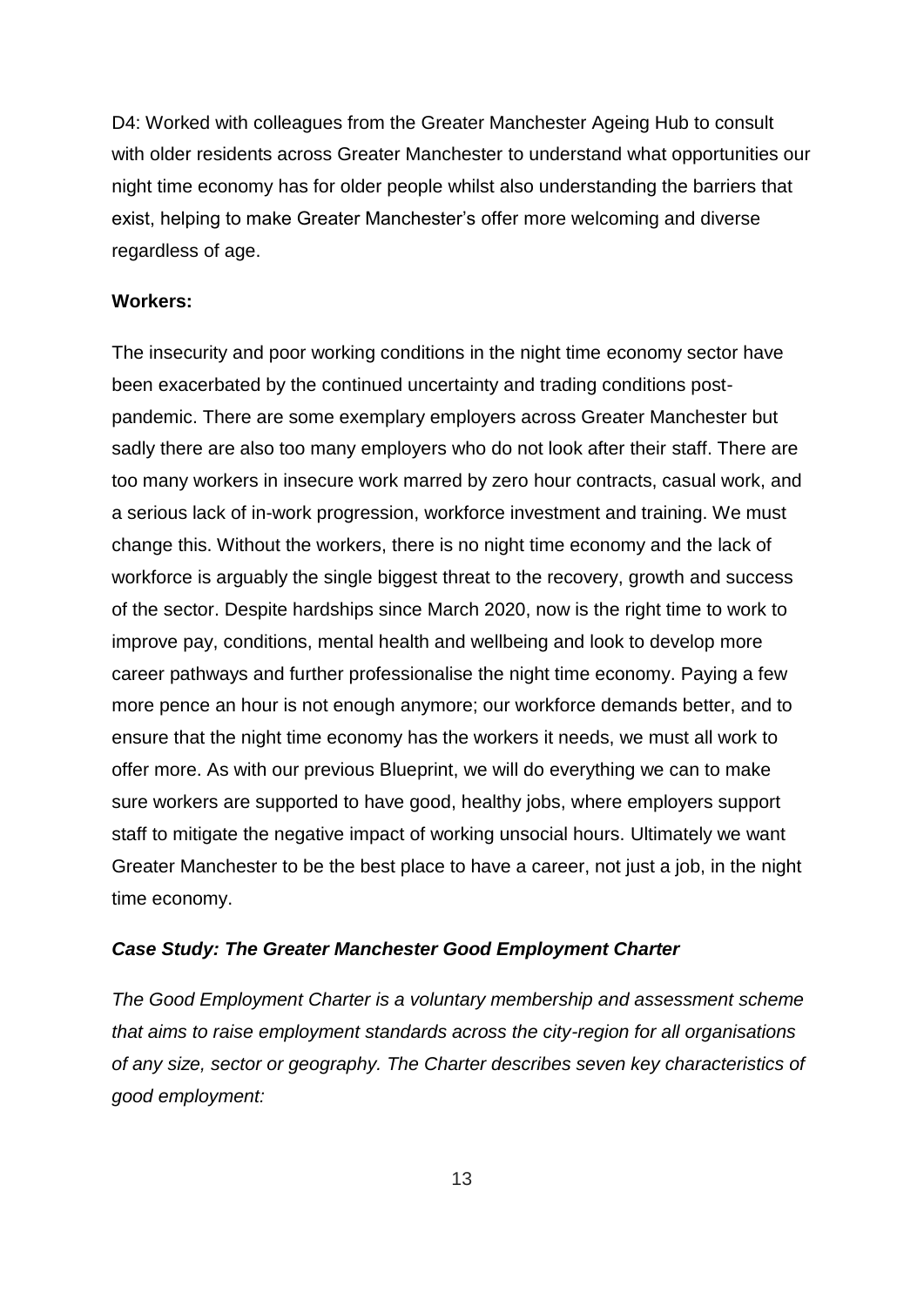D4: Worked with colleagues from the Greater Manchester Ageing Hub to consult with older residents across Greater Manchester to understand what opportunities our night time economy has for older people whilst also understanding the barriers that exist, helping to make Greater Manchester's offer more welcoming and diverse regardless of age.

**Workers:**

The insecurity and poor working conditions in the night time economy sector have been exacerbated by the continued uncertainty and trading conditions post-pandemic. There are some exemplary employers across Greater Manchester but sadly there are also too many employers who do not look after their staff. There are too many workers in insecure work marred by zero hour contracts, casual work, and a serious lack of in-work progression, workforce investment and training. We must change this. Without the workers, there is no night time economy and the lack of workforce is arguably the single biggest threat to the recovery, growth and success of the sector. Despite hardships since March 2020, now is the right time to work to improve pay, conditions, mental health and wellbeing and look to develop more career pathways and further professionalise the night time economy. Paying a few more pence an hour is not enough anymore; our workforce demands better, and to ensure that the night time economy has the workers it needs, we must all work to offer more. As with our previous Blueprint, we will do everything we can to make sure workers are supported to have good, healthy jobs, where employers support staff to mitigate the negative impact of working unsocial hours. Ultimately we want Greater Manchester to be the best place to have a career, not just a job, in the night time economy.

***Case Study: The Greater Manchester Good Employment Charter***

*The Good Employment Charter is a voluntary membership and assessment scheme that aims to raise employment standards across the city-region for all organisations of any size, sector or geography. The Charter describes seven key characteristics of good employment:*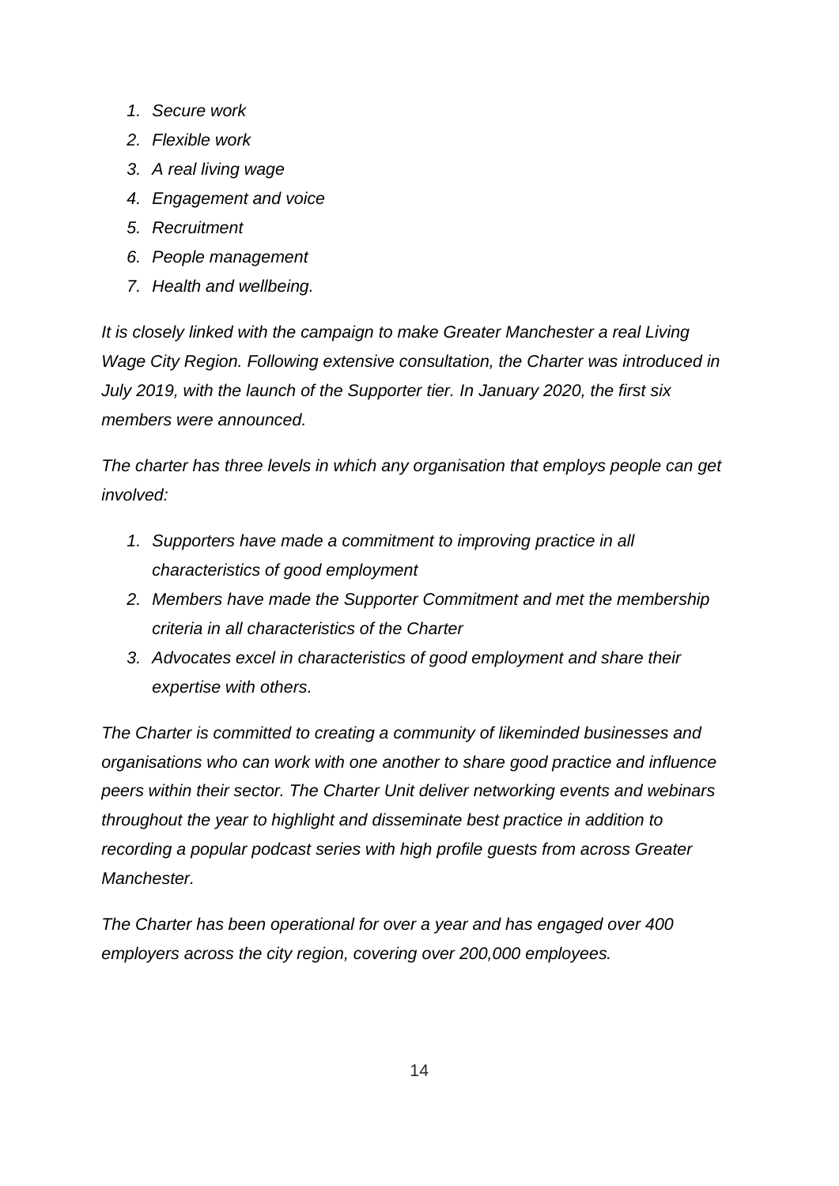1. *Secure work*
2. *Flexible work*
3. *A real living wage*
4. *Engagement and voice*
5. *Recruitment*
6. *People management*
7. *Health and wellbeing.*

*It is closely linked with the campaign to make Greater Manchester a real Living Wage City Region. Following extensive consultation, the Charter was introduced in July 2019, with the launch of the Supporter tier. In January 2020, the first six members were announced.*

*The charter has three levels in which any organisation that employs people can get involved:*

1. *Supporters have made a commitment to improving practice in all characteristics of good employment*
2. *Members have made the Supporter Commitment and met the membership criteria in all characteristics of the Charter*
3. *Advocates excel in characteristics of good employment and share their expertise with others.*

*The Charter is committed to creating a community of likeminded businesses and organisations who can work with one another to share good practice and influence peers within their sector. The Charter Unit deliver networking events and webinars throughout the year to highlight and disseminate best practice in addition to recording a popular podcast series with high profile guests from across Greater Manchester.*

*The Charter has been operational for over a year and has engaged over 400 employers across the city region, covering over 200,000 employees.*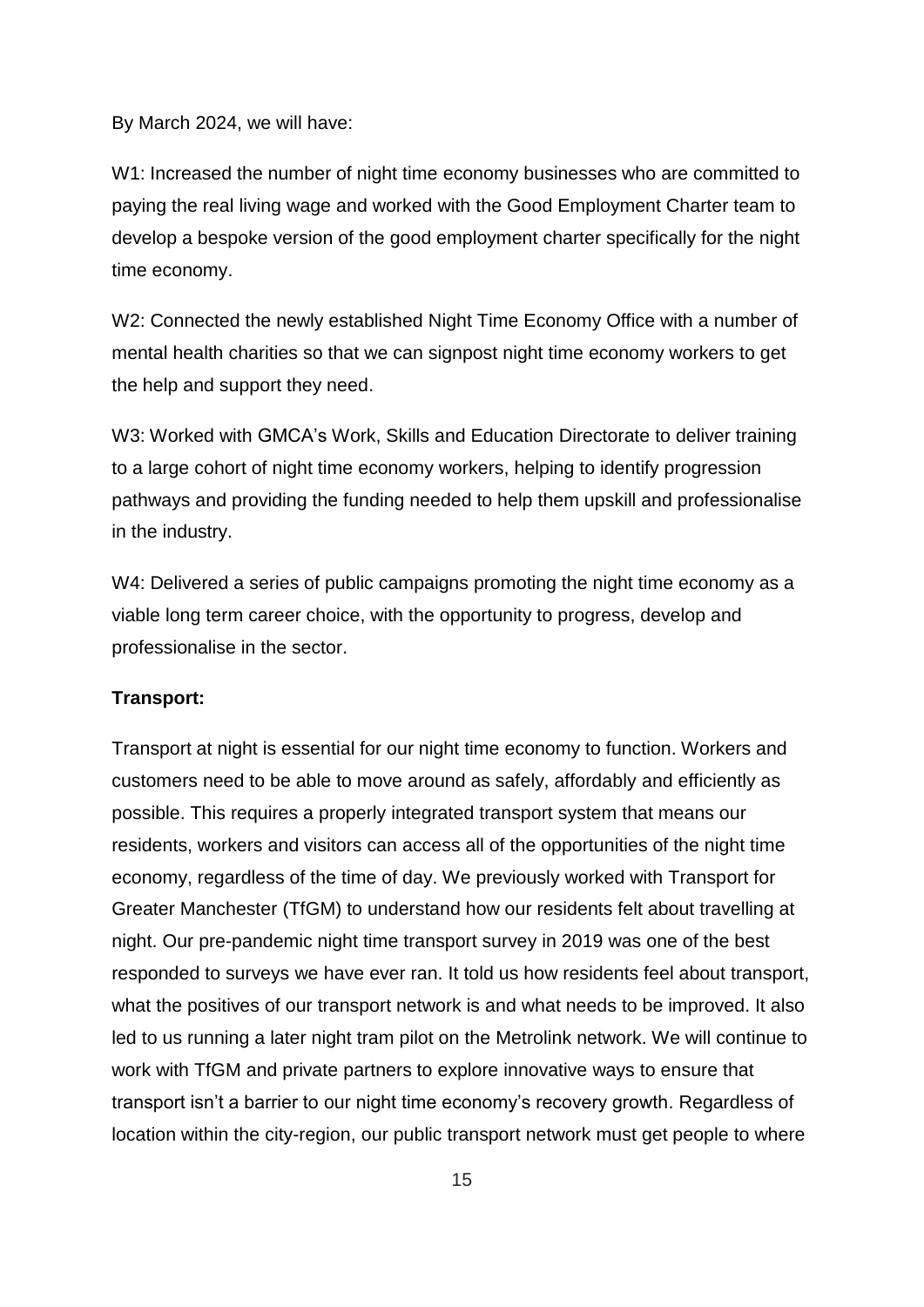By March 2024, we will have:

W1: Increased the number of night time economy businesses who are committed to paying the real living wage and worked with the Good Employment Charter team to develop a bespoke version of the good employment charter specifically for the night time economy.

W2: Connected the newly established Night Time Economy Office with a number of mental health charities so that we can signpost night time economy workers to get the help and support they need.

W3: Worked with GMCA's Work, Skills and Education Directorate to deliver training to a large cohort of night time economy workers, helping to identify progression pathways and providing the funding needed to help them upskill and professionalise in the industry.

W4: Delivered a series of public campaigns promoting the night time economy as a viable long term career choice, with the opportunity to progress, develop and professionalise in the sector.

**Transport:**

Transport at night is essential for our night time economy to function. Workers and customers need to be able to move around as safely, affordably and efficiently as possible. This requires a properly integrated transport system that means our residents, workers and visitors can access all of the opportunities of the night time economy, regardless of the time of day. We previously worked with Transport for Greater Manchester (TfGM) to understand how our residents felt about travelling at night. Our pre-pandemic night time transport survey in 2019 was one of the best responded to surveys we have ever ran. It told us how residents feel about transport, what the positives of our transport network is and what needs to be improved. It also led to us running a later night tram pilot on the Metrolink network. We will continue to work with TfGM and private partners to explore innovative ways to ensure that transport isn't a barrier to our night time economy's recovery growth. Regardless of location within the city-region, our public transport network must get people to where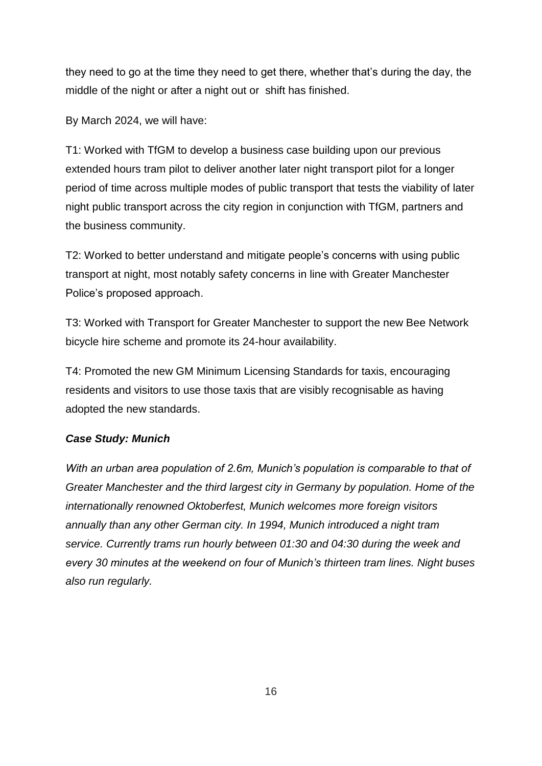they need to go at the time they need to get there, whether that's during the day, the middle of the night or after a night out or shift has finished.

By March 2024, we will have:

T1: Worked with TfGM to develop a business case building upon our previous extended hours tram pilot to deliver another later night transport pilot for a longer period of time across multiple modes of public transport that tests the viability of later night public transport across the city region in conjunction with TfGM, partners and the business community.

T2: Worked to better understand and mitigate people's concerns with using public transport at night, most notably safety concerns in line with Greater Manchester Police's proposed approach.

T3: Worked with Transport for Greater Manchester to support the new Bee Network bicycle hire scheme and promote its 24-hour availability.

T4: Promoted the new GM Minimum Licensing Standards for taxis, encouraging residents and visitors to use those taxis that are visibly recognisable as having adopted the new standards.

***Case Study: Munich***

*With an urban area population of 2.6m, Munich's population is comparable to that of Greater Manchester and the third largest city in Germany by population. Home of the internationally renowned Oktoberfest, Munich welcomes more foreign visitors annually than any other German city. In 1994, Munich introduced a night tram service. Currently trams run hourly between 01:30 and 04:30 during the week and every 30 minutes at the weekend on four of Munich's thirteen tram lines. Night buses also run regularly.*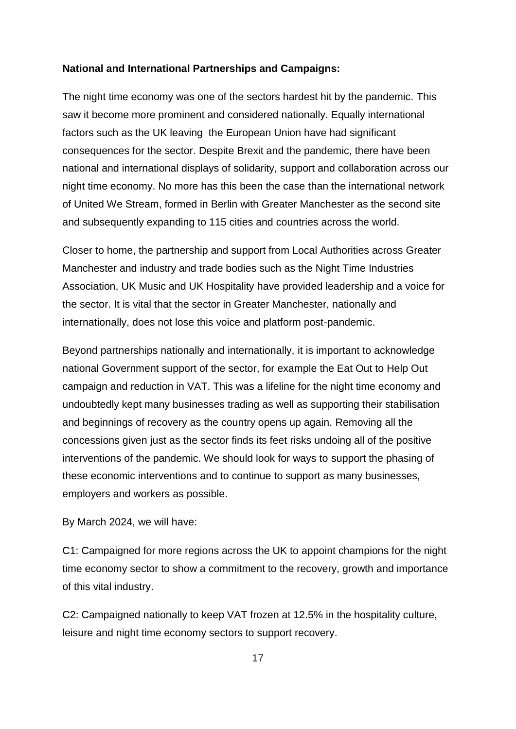**National and International Partnerships and Campaigns:**

The night time economy was one of the sectors hardest hit by the pandemic. This saw it become more prominent and considered nationally. Equally international factors such as the UK leaving the European Union have had significant consequences for the sector. Despite Brexit and the pandemic, there have been national and international displays of solidarity, support and collaboration across our night time economy. No more has this been the case than the international network of United We Stream, formed in Berlin with Greater Manchester as the second site and subsequently expanding to 115 cities and countries across the world.

Closer to home, the partnership and support from Local Authorities across Greater Manchester and industry and trade bodies such as the Night Time Industries Association, UK Music and UK Hospitality have provided leadership and a voice for the sector. It is vital that the sector in Greater Manchester, nationally and internationally, does not lose this voice and platform post-pandemic.

Beyond partnerships nationally and internationally, it is important to acknowledge national Government support of the sector, for example the Eat Out to Help Out campaign and reduction in VAT. This was a lifeline for the night time economy and undoubtedly kept many businesses trading as well as supporting their stabilisation and beginnings of recovery as the country opens up again. Removing all the concessions given just as the sector finds its feet risks undoing all of the positive interventions of the pandemic. We should look for ways to support the phasing of these economic interventions and to continue to support as many businesses, employers and workers as possible.

By March 2024, we will have:

C1: Campaigned for more regions across the UK to appoint champions for the night time economy sector to show a commitment to the recovery, growth and importance of this vital industry.

C2: Campaigned nationally to keep VAT frozen at 12.5% in the hospitality culture, leisure and night time economy sectors to support recovery.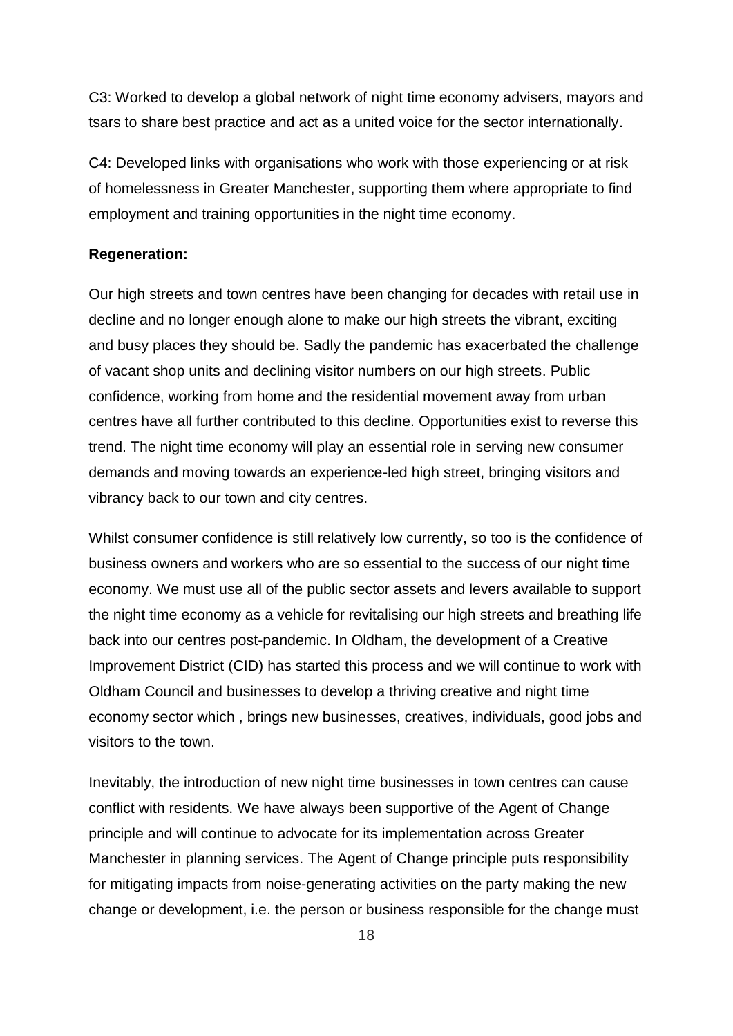C3: Worked to develop a global network of night time economy advisers, mayors and tsars to share best practice and act as a united voice for the sector internationally.

C4: Developed links with organisations who work with those experiencing or at risk of homelessness in Greater Manchester, supporting them where appropriate to find employment and training opportunities in the night time economy.

**Regeneration:**

Our high streets and town centres have been changing for decades with retail use in decline and no longer enough alone to make our high streets the vibrant, exciting and busy places they should be. Sadly the pandemic has exacerbated the challenge of vacant shop units and declining visitor numbers on our high streets. Public confidence, working from home and the residential movement away from urban centres have all further contributed to this decline. Opportunities exist to reverse this trend. The night time economy will play an essential role in serving new consumer demands and moving towards an experience-led high street, bringing visitors and vibrancy back to our town and city centres.

Whilst consumer confidence is still relatively low currently, so too is the confidence of business owners and workers who are so essential to the success of our night time economy. We must use all of the public sector assets and levers available to support the night time economy as a vehicle for revitalising our high streets and breathing life back into our centres post-pandemic. In Oldham, the development of a Creative Improvement District (CID) has started this process and we will continue to work with Oldham Council and businesses to develop a thriving creative and night time economy sector which , brings new businesses, creatives, individuals, good jobs and visitors to the town.

Inevitably, the introduction of new night time businesses in town centres can cause conflict with residents. We have always been supportive of the Agent of Change principle and will continue to advocate for its implementation across Greater Manchester in planning services. The Agent of Change principle puts responsibility for mitigating impacts from noise-generating activities on the party making the new change or development, i.e. the person or business responsible for the change must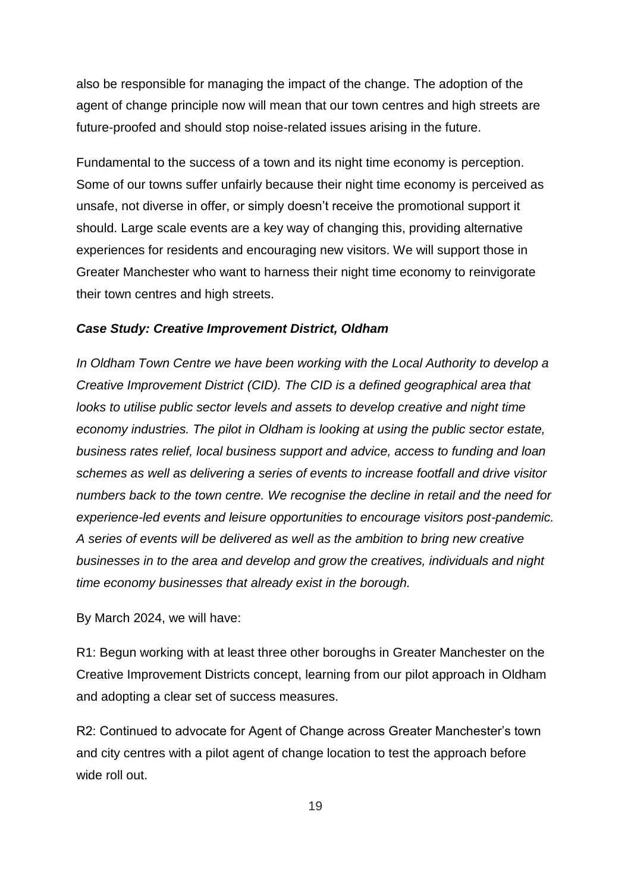also be responsible for managing the impact of the change. The adoption of the agent of change principle now will mean that our town centres and high streets are future-proofed and should stop noise-related issues arising in the future.

Fundamental to the success of a town and its night time economy is perception. Some of our towns suffer unfairly because their night time economy is perceived as unsafe, not diverse in offer, or simply doesn't receive the promotional support it should. Large scale events are a key way of changing this, providing alternative experiences for residents and encouraging new visitors. We will support those in Greater Manchester who want to harness their night time economy to reinvigorate their town centres and high streets.

***Case Study: Creative Improvement District, Oldham***

*In Oldham Town Centre we have been working with the Local Authority to develop a Creative Improvement District (CID). The CID is a defined geographical area that looks to utilise public sector levels and assets to develop creative and night time economy industries. The pilot in Oldham is looking at using the public sector estate, business rates relief, local business support and advice, access to funding and loan schemes as well as delivering a series of events to increase footfall and drive visitor numbers back to the town centre. We recognise the decline in retail and the need for experience-led events and leisure opportunities to encourage visitors post-pandemic. A series of events will be delivered as well as the ambition to bring new creative businesses in to the area and develop and grow the creatives, individuals and night time economy businesses that already exist in the borough.*

By March 2024, we will have:

R1: Begun working with at least three other boroughs in Greater Manchester on the Creative Improvement Districts concept, learning from our pilot approach in Oldham and adopting a clear set of success measures.

R2: Continued to advocate for Agent of Change across Greater Manchester's town and city centres with a pilot agent of change location to test the approach before wide roll out.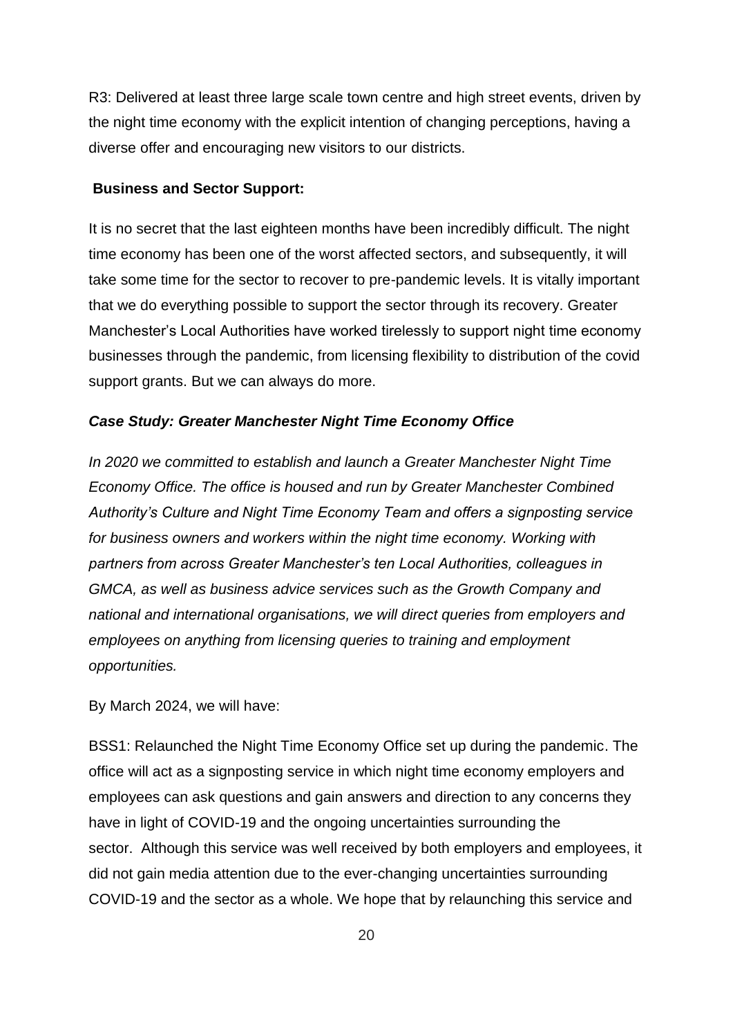R3: Delivered at least three large scale town centre and high street events, driven by the night time economy with the explicit intention of changing perceptions, having a diverse offer and encouraging new visitors to our districts.

**Business and Sector Support:**

It is no secret that the last eighteen months have been incredibly difficult. The night time economy has been one of the worst affected sectors, and subsequently, it will take some time for the sector to recover to pre-pandemic levels. It is vitally important that we do everything possible to support the sector through its recovery. Greater Manchester's Local Authorities have worked tirelessly to support night time economy businesses through the pandemic, from licensing flexibility to distribution of the covid support grants. But we can always do more.

***Case Study: Greater Manchester Night Time Economy Office***

*In 2020 we committed to establish and launch a Greater Manchester Night Time Economy Office. The office is housed and run by Greater Manchester Combined Authority's Culture and Night Time Economy Team and offers a signposting service for business owners and workers within the night time economy. Working with partners from across Greater Manchester's ten Local Authorities, colleagues in GMCA, as well as business advice services such as the Growth Company and national and international organisations, we will direct queries from employers and employees on anything from licensing queries to training and employment opportunities.*

By March 2024, we will have:

BSS1: Relaunched the Night Time Economy Office set up during the pandemic. The office will act as a signposting service in which night time economy employers and employees can ask questions and gain answers and direction to any concerns they have in light of COVID-19 and the ongoing uncertainties surrounding the sector. Although this service was well received by both employers and employees, it did not gain media attention due to the ever-changing uncertainties surrounding COVID-19 and the sector as a whole. We hope that by relaunching this service and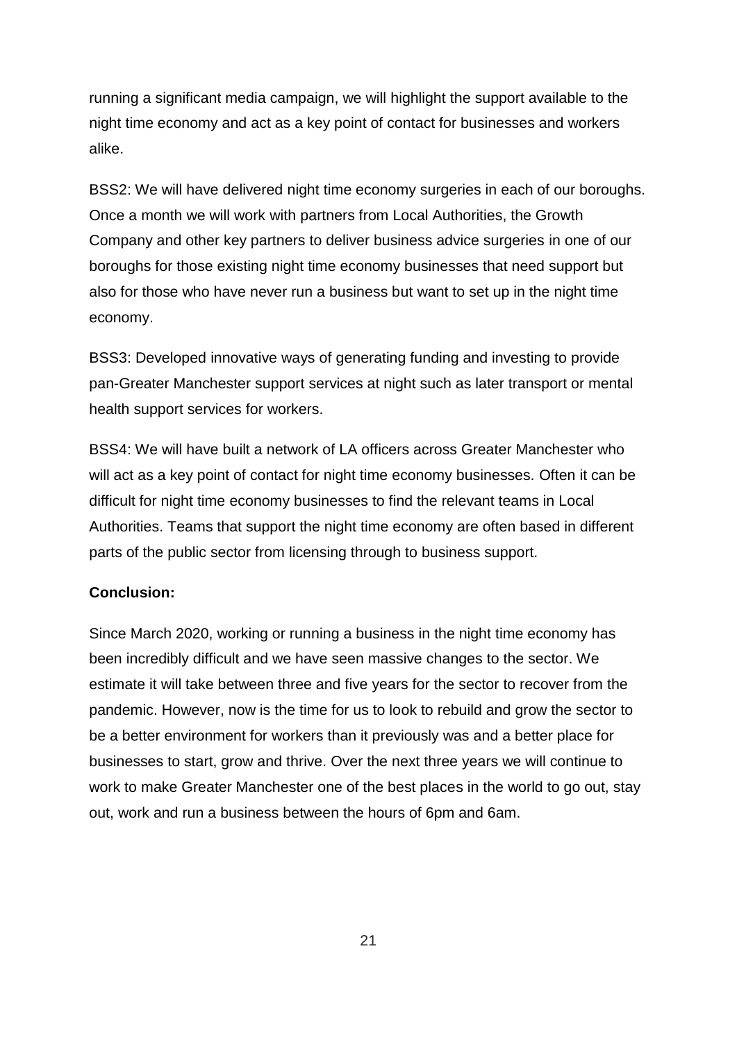running a significant media campaign, we will highlight the support available to the night time economy and act as a key point of contact for businesses and workers alike.

BSS2: We will have delivered night time economy surgeries in each of our boroughs. Once a month we will work with partners from Local Authorities, the Growth Company and other key partners to deliver business advice surgeries in one of our boroughs for those existing night time economy businesses that need support but also for those who have never run a business but want to set up in the night time economy.

BSS3: Developed innovative ways of generating funding and investing to provide pan-Greater Manchester support services at night such as later transport or mental health support services for workers.

BSS4: We will have built a network of LA officers across Greater Manchester who will act as a key point of contact for night time economy businesses. Often it can be difficult for night time economy businesses to find the relevant teams in Local Authorities. Teams that support the night time economy are often based in different parts of the public sector from licensing through to business support.

**Conclusion:**

Since March 2020, working or running a business in the night time economy has been incredibly difficult and we have seen massive changes to the sector. We estimate it will take between three and five years for the sector to recover from the pandemic. However, now is the time for us to look to rebuild and grow the sector to be a better environment for workers than it previously was and a better place for businesses to start, grow and thrive. Over the next three years we will continue to work to make Greater Manchester one of the best places in the world to go out, stay out, work and run a business between the hours of 6pm and 6am.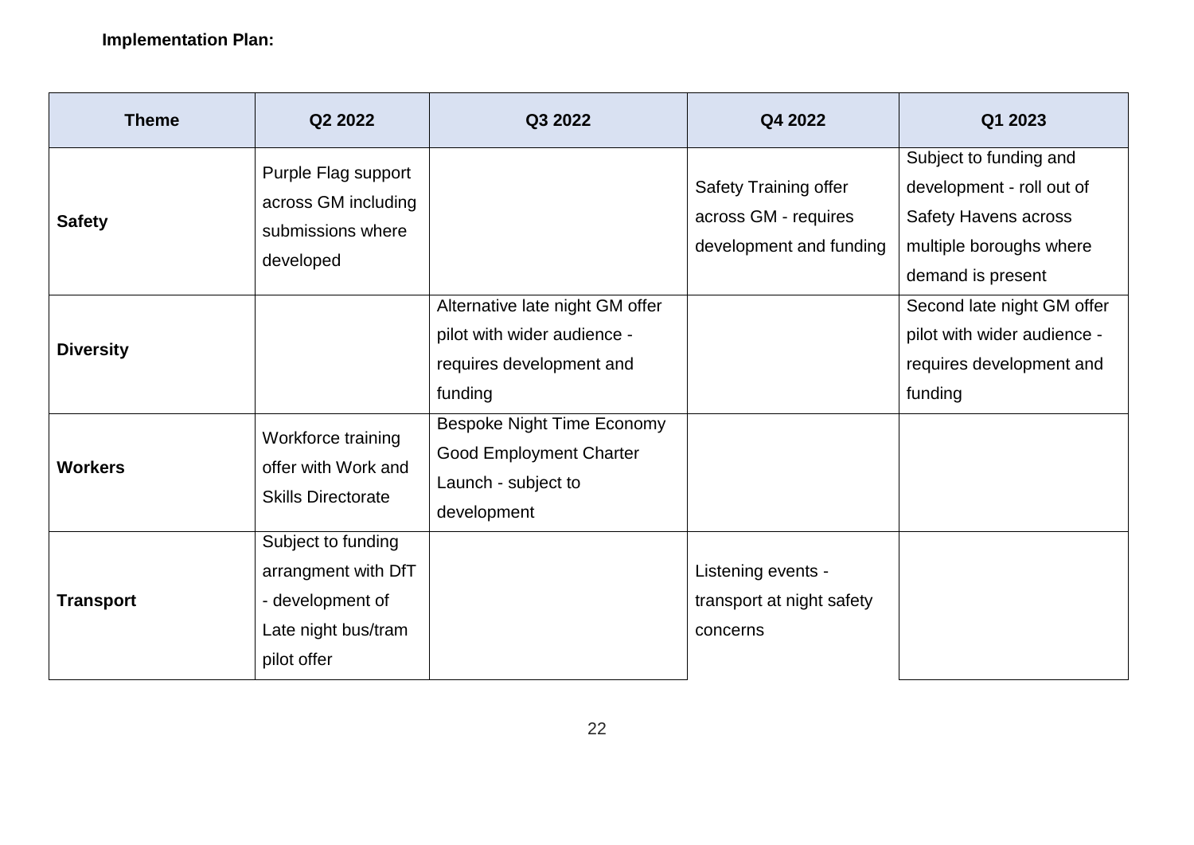**Implementation Plan:**

| Theme | Q2 2022 | Q3 2022 | Q4 2022 | Q1 2023 |
|---|---|---|---|---|
| **Safety** | Purple Flag support across GM including submissions where developed | | Safety Training offer across GM - requires development and funding | Subject to funding and development - roll out of Safety Havens across multiple boroughs where demand is present |
| **Diversity** | | Alternative late night GM offer pilot with wider audience - requires development and funding | | Second late night GM offer pilot with wider audience - requires development and funding |
| **Workers** | Workforce training offer with Work and Skills Directorate | Bespoke Night Time Economy Good Employment Charter Launch - subject to development | | |
| **Transport** | Subject to funding arrangment with DfT - development of Late night bus/tram pilot offer | | Listening events - transport at night safety concerns | |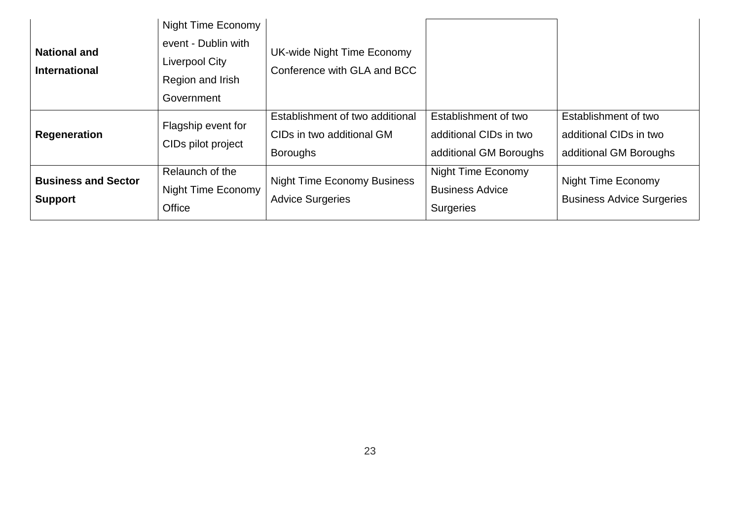| | | | | |
|---|---|---|---|---|
| **National and International** | Night Time Economy event - Dublin with Liverpool City Region and Irish Government | UK-wide Night Time Economy Conference with GLA and BCC | | |
| **Regeneration** | Flagship event for CIDs pilot project | Establishment of two additional CIDs in two additional GM Boroughs | Establishment of two additional CIDs in two additional GM Boroughs | Establishment of two additional CIDs in two additional GM Boroughs |
| **Business and Sector Support** | Relaunch of the Night Time Economy Office | Night Time Economy Business Advice Surgeries | Night Time Economy Business Advice Surgeries | Night Time Economy Business Advice Surgeries |